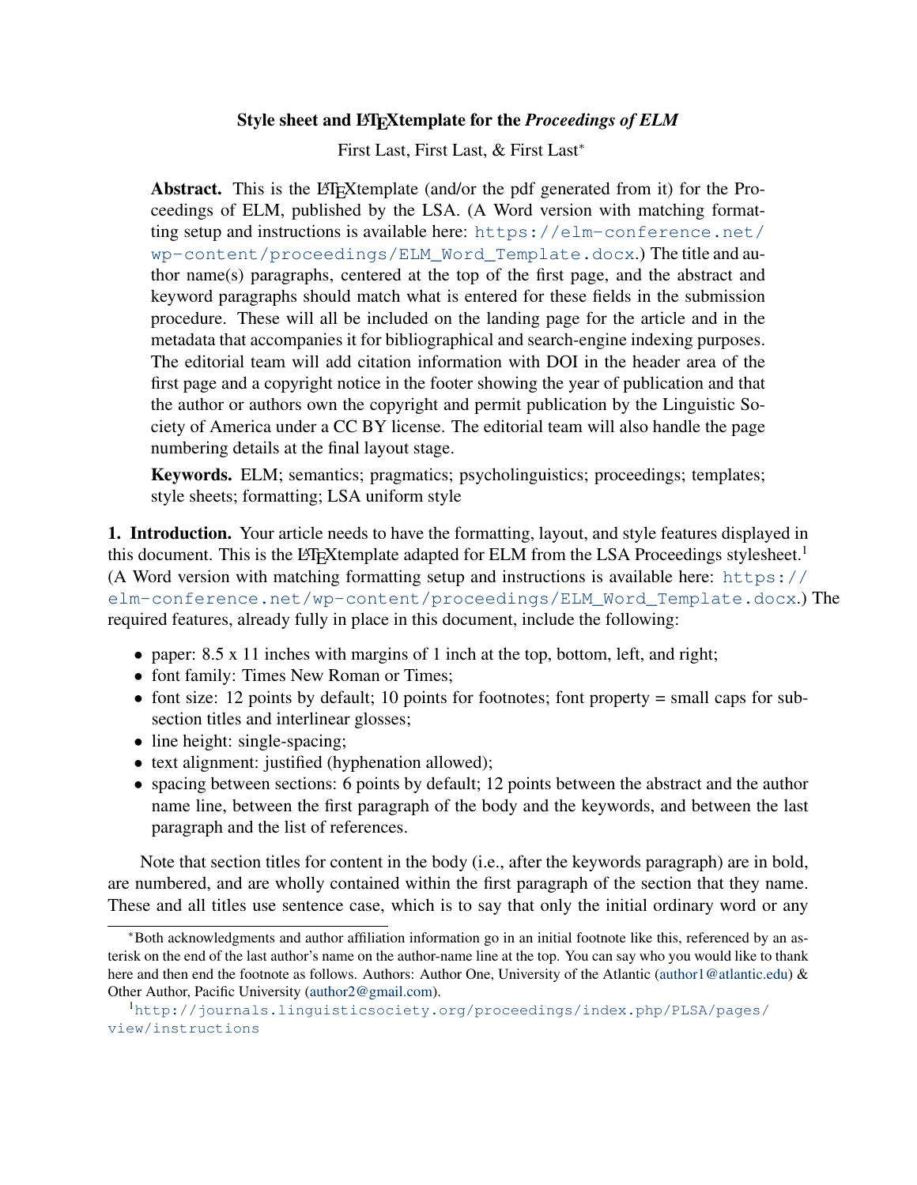# Style sheet and LaTeX template for the *Proceedings of ELM*

First Last, First Last, & First Last*

**Abstract.** This is the LaTeXtemplate (and/or the pdf generated from it) for the Proceedings of ELM, published by the LSA. (A Word version with matching formatting setup and instructions is available here: https://elm-conference.net/wp-content/proceedings/ELM_Word_Template.docx.) The title and author name(s) paragraphs, centered at the top of the first page, and the abstract and keyword paragraphs should match what is entered for these fields in the submission procedure. These will all be included on the landing page for the article and in the metadata that accompanies it for bibliographical and search-engine indexing purposes. The editorial team will add citation information with DOI in the header area of the first page and a copyright notice in the footer showing the year of publication and that the author or authors own the copyright and permit publication by the Linguistic Society of America under a CC BY license. The editorial team will also handle the page numbering details at the final layout stage.

**Keywords.** ELM; semantics; pragmatics; psycholinguistics; proceedings; templates; style sheets; formatting; LSA uniform style

**1. Introduction.** Your article needs to have the formatting, layout, and style features displayed in this document. This is the LaTeXtemplate adapted for ELM from the LSA Proceedings stylesheet.[1] (A Word version with matching formatting setup and instructions is available here: https://elm-conference.net/wp-content/proceedings/ELM_Word_Template.docx.) The required features, already fully in place in this document, include the following:

- paper: 8.5 x 11 inches with margins of 1 inch at the top, bottom, left, and right;
- font family: Times New Roman or Times;
- font size: 12 points by default; 10 points for footnotes; font property = small caps for subsection titles and interlinear glosses;
- line height: single-spacing;
- text alignment: justified (hyphenation allowed);
- spacing between sections: 6 points by default; 12 points between the abstract and the author name line, between the first paragraph of the body and the keywords, and between the last paragraph and the list of references.

Note that section titles for content in the body (i.e., after the keywords paragraph) are in bold, are numbered, and are wholly contained within the first paragraph of the section that they name. These and all titles use sentence case, which is to say that only the initial ordinary word or any

---

*Both acknowledgments and author affiliation information go in an initial footnote like this, referenced by an asterisk on the end of the last author's name on the author-name line at the top. You can say who you would like to thank here and then end the footnote as follows. Authors: Author One, University of the Atlantic (author1@atlantic.edu) & Other Author, Pacific University (author2@gmail.com).

[1] http://journals.linguisticsociety.org/proceedings/index.php/PLSA/pages/view/instructions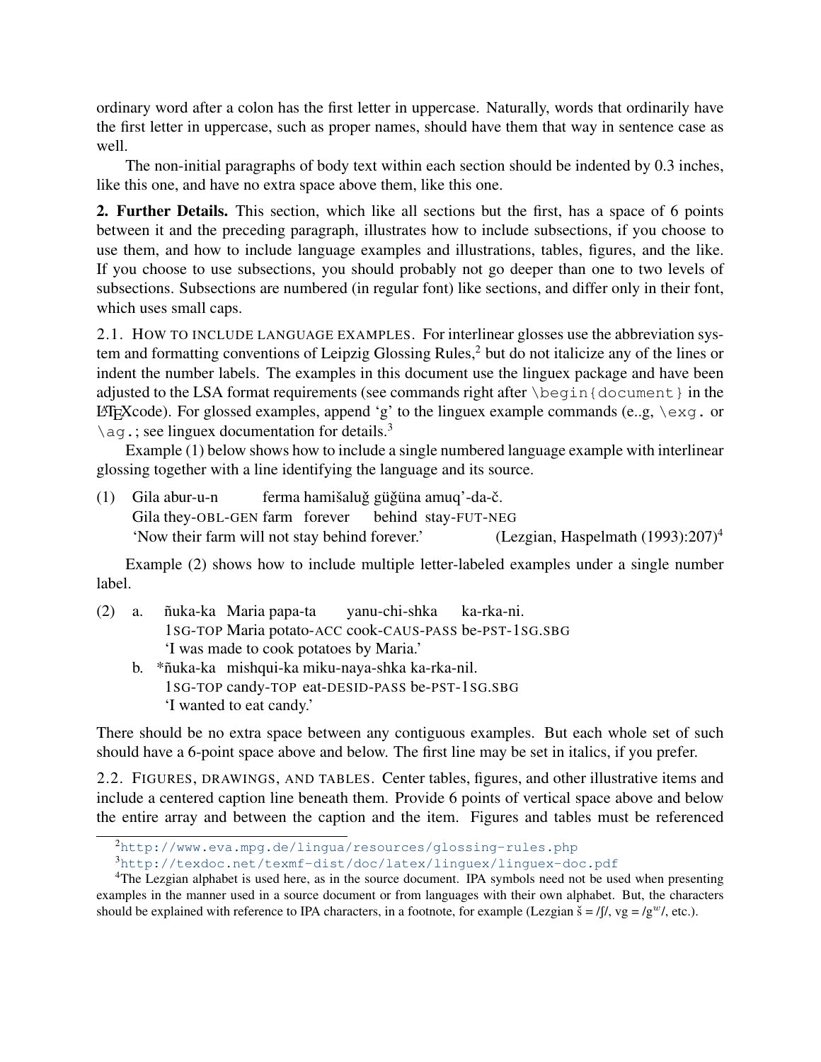ordinary word after a colon has the first letter in uppercase. Naturally, words that ordinarily have the first letter in uppercase, such as proper names, should have them that way in sentence case as well.

The non-initial paragraphs of body text within each section should be indented by 0.3 inches, like this one, and have no extra space above them, like this one.

**2. Further Details.** This section, which like all sections but the first, has a space of 6 points between it and the preceding paragraph, illustrates how to include subsections, if you choose to use them, and how to include language examples and illustrations, tables, figures, and the like. If you choose to use subsections, you should probably not go deeper than one to two levels of subsections. Subsections are numbered (in regular font) like sections, and differ only in their font, which uses small caps.

2.1. HOW TO INCLUDE LANGUAGE EXAMPLES. For interlinear glosses use the abbreviation system and formatting conventions of Leipzig Glossing Rules,[2] but do not italicize any of the lines or indent the number labels. The examples in this document use the linguex package and have been adjusted to the LSA format requirements (see commands right after `\begin{document}` in the LaTeXcode). For glossed examples, append 'g' to the linguex example commands (e..g, `\exg.` or `\ag.`; see linguex documentation for details.[3]

Example (1) below shows how to include a single numbered language example with interlinear glossing together with a line identifying the language and its source.

(1) Gila abur-u-n ferma hamišaluğ güğüna amuq'-da-č.
Gila they-OBL-GEN farm forever behind stay-FUT-NEG
'Now their farm will not stay behind forever.' (Lezgian, Haspelmath (1993):207)[4]

Example (2) shows how to include multiple letter-labeled examples under a single number label.

(2) a. ñuka-ka Maria papa-ta yanu-chi-shka ka-rka-ni.
1SG-TOP Maria potato-ACC cook-CAUS-PASS be-PST-1SG.SBG
'I was made to cook potatoes by Maria.'

b. *ñuka-ka mishqui-ka miku-naya-shka ka-rka-nil.
1SG-TOP candy-TOP eat-DESID-PASS be-PST-1SG.SBG
'I wanted to eat candy.'

There should be no extra space between any contiguous examples. But each whole set of such should have a 6-point space above and below. The first line may be set in italics, if you prefer.

2.2. FIGURES, DRAWINGS, AND TABLES. Center tables, figures, and other illustrative items and include a centered caption line beneath them. Provide 6 points of vertical space above and below the entire array and between the caption and the item. Figures and tables must be referenced

[2] http://www.eva.mpg.de/lingua/resources/glossing-rules.php

[3] http://texdoc.net/texmf-dist/doc/latex/linguex/linguex-doc.pdf

[4] The Lezgian alphabet is used here, as in the source document. IPA symbols need not be used when presenting examples in the manner used in a source document or from languages with their own alphabet. But, the characters should be explained with reference to IPA characters, in a footnote, for example (Lezgian š = /ʃ/, vg = /g$^w$/, etc.).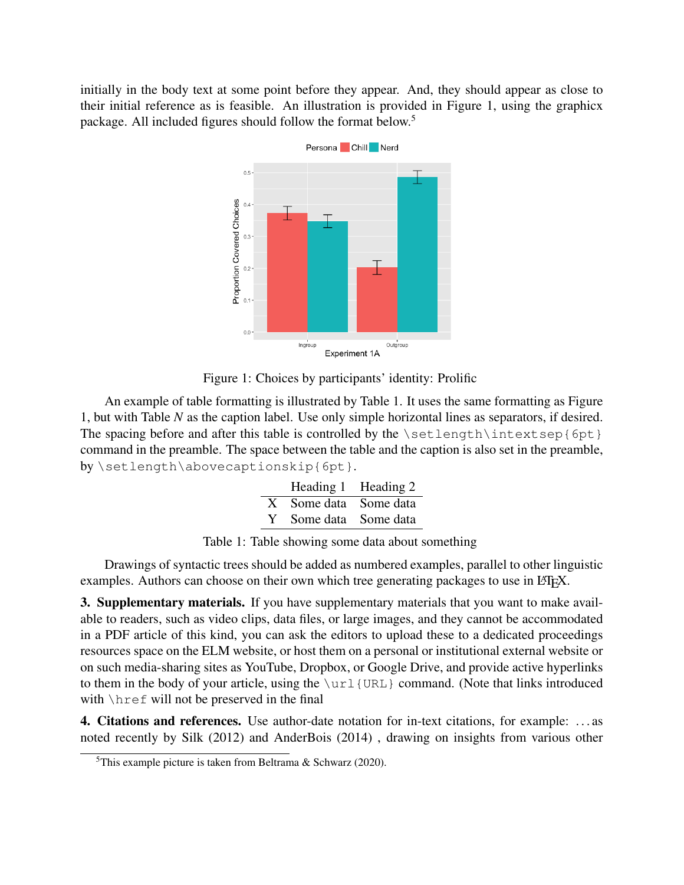initially in the body text at some point before they appear. And, they should appear as close to their initial reference as is feasible. An illustration is provided in Figure 1, using the graphicx package. All included figures should follow the format below.[5]

Figure 1: Choices by participants' identity: Prolific

An example of table formatting is illustrated by Table 1. It uses the same formatting as Figure 1, but with Table *N* as the caption label. Use only simple horizontal lines as separators, if desired. The spacing before and after this table is controlled by the `\setlength\intextsep{6pt}` command in the preamble. The space between the table and the caption is also set in the preamble, by `\setlength\abovecaptionskip{6pt}`.

| | Heading 1 | Heading 2 |
|---|---|---|
| X | Some data | Some data |
| Y | Some data | Some data |

Table 1: Table showing some data about something

Drawings of syntactic trees should be added as numbered examples, parallel to other linguistic examples. Authors can choose on their own which tree generating packages to use in LaTeX.

**3. Supplementary materials.** If you have supplementary materials that you want to make available to readers, such as video clips, data files, or large images, and they cannot be accommodated in a PDF article of this kind, you can ask the editors to upload these to a dedicated proceedings resources space on the ELM website, or host them on a personal or institutional external website or on such media-sharing sites as YouTube, Dropbox, or Google Drive, and provide active hyperlinks to them in the body of your article, using the `\url{URL}` command. (Note that links introduced with `\href` will not be preserved in the final

**4. Citations and references.** Use author-date notation for in-text citations, for example: ... as noted recently by Silk (2012) and AnderBois (2014) , drawing on insights from various other

[5] This example picture is taken from Beltrama & Schwarz (2020).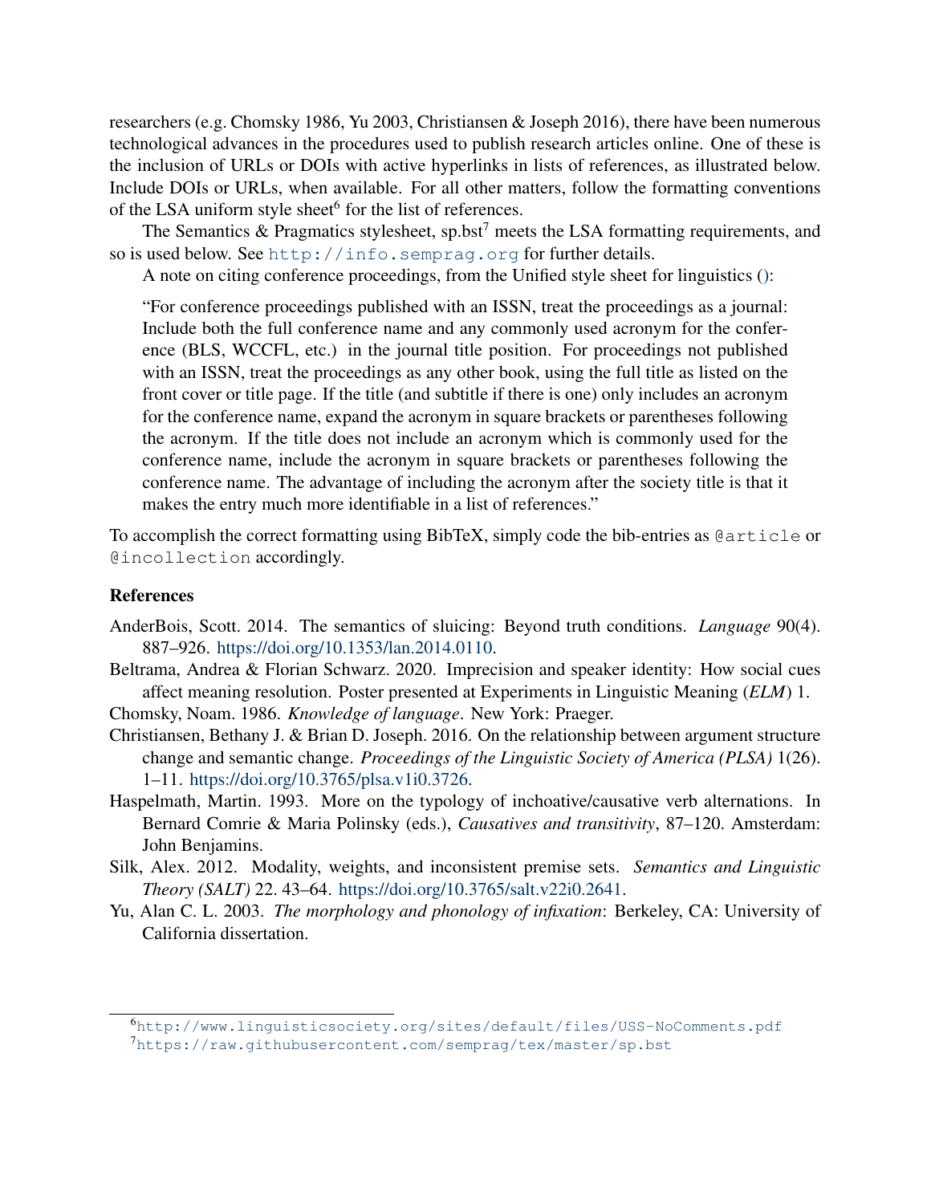researchers (e.g. Chomsky 1986, Yu 2003, Christiansen & Joseph 2016), there have been numerous technological advances in the procedures used to publish research articles online. One of these is the inclusion of URLs or DOIs with active hyperlinks in lists of references, as illustrated below. Include DOIs or URLs, when available. For all other matters, follow the formatting conventions of the LSA uniform style sheet[6] for the list of references.

The Semantics & Pragmatics stylesheet, sp.bst[7] meets the LSA formatting requirements, and so is used below. See `http://info.semprag.org` for further details.

A note on citing conference proceedings, from the Unified style sheet for linguistics ():

> "For conference proceedings published with an ISSN, treat the proceedings as a journal: Include both the full conference name and any commonly used acronym for the conference (BLS, WCCFL, etc.) in the journal title position. For proceedings not published with an ISSN, treat the proceedings as any other book, using the full title as listed on the front cover or title page. If the title (and subtitle if there is one) only includes an acronym for the conference name, expand the acronym in square brackets or parentheses following the acronym. If the title does not include an acronym which is commonly used for the conference name, include the acronym in square brackets or parentheses following the conference name. The advantage of including the acronym after the society title is that it makes the entry much more identifiable in a list of references."

To accomplish the correct formatting using BibTeX, simply code the bib-entries as `@article` or `@incollection` accordingly.

## References

AnderBois, Scott. 2014. The semantics of sluicing: Beyond truth conditions. *Language* 90(4). 887–926. https://doi.org/10.1353/lan.2014.0110.

Beltrama, Andrea & Florian Schwarz. 2020. Imprecision and speaker identity: How social cues affect meaning resolution. Poster presented at Experiments in Linguistic Meaning (*ELM*) 1.

Chomsky, Noam. 1986. *Knowledge of language*. New York: Praeger.

Christiansen, Bethany J. & Brian D. Joseph. 2016. On the relationship between argument structure change and semantic change. *Proceedings of the Linguistic Society of America (PLSA)* 1(26). 1–11. https://doi.org/10.3765/plsa.v1i0.3726.

Haspelmath, Martin. 1993. More on the typology of inchoative/causative verb alternations. In Bernard Comrie & Maria Polinsky (eds.), *Causatives and transitivity*, 87–120. Amsterdam: John Benjamins.

Silk, Alex. 2012. Modality, weights, and inconsistent premise sets. *Semantics and Linguistic Theory (SALT)* 22. 43–64. https://doi.org/10.3765/salt.v22i0.2641.

Yu, Alan C. L. 2003. *The morphology and phonology of infixation*: Berkeley, CA: University of California dissertation.

---

[6] `http://www.linguisticsociety.org/sites/default/files/USS-NoComments.pdf`

[7] `https://raw.githubusercontent.com/semprag/tex/master/sp.bst`